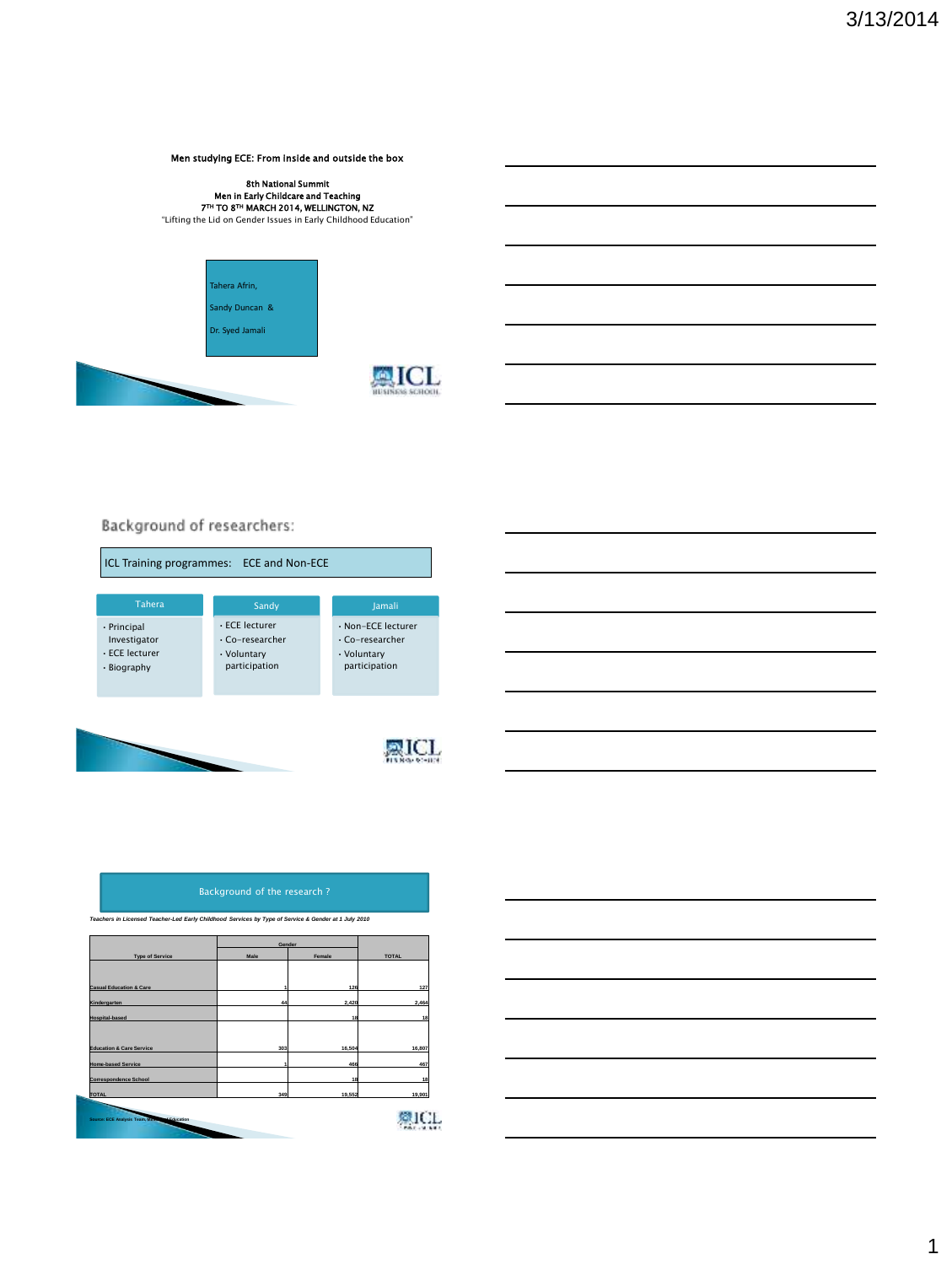Men studying ECE: From inside and outside the box

8th National Summit
Men in Early Childcare and Teaching
7TH TO 8TH MARCH 2014, WELLINGTON, NZ
"Lifting the Lid on Gender Issues in Early Childhood Education"

Tahera Afrin,
Sandy Duncan &
Dr. Syed Jamali

## Background of researchers:

ICL Training programmes: ECE and Non-ECE

**Tahera**
- Principal Investigator
- ECE lecturer
- Biography

**Sandy**
- ECE lecturer
- Co-researcher
- Voluntary participation

**Jamali**
- Non-ECE lecturer
- Co-researcher
- Voluntary participation

## Background of the research ?

*Teachers in Licensed Teacher-Led Early Childhood Services by Type of Service & Gender at 1 July 2010*

| Type of Service | Gender | | TOTAL |
|---|---|---|---|
| | Male | Female | |
| Casual Education & Care | 1 | 126 | 127 |
| Kindergarten | 44 | 2,420 | 2,464 |
| Hospital-based | | 18 | 18 |
| Education & Care Service | 303 | 16,504 | 16,807 |
| Home-based Service | 1 | 466 | 467 |
| Correspondence School | | 18 | 18 |
| TOTAL | 349 | 19,552 | 19,901 |

Source: ECE Analysis Team, Ministry of Education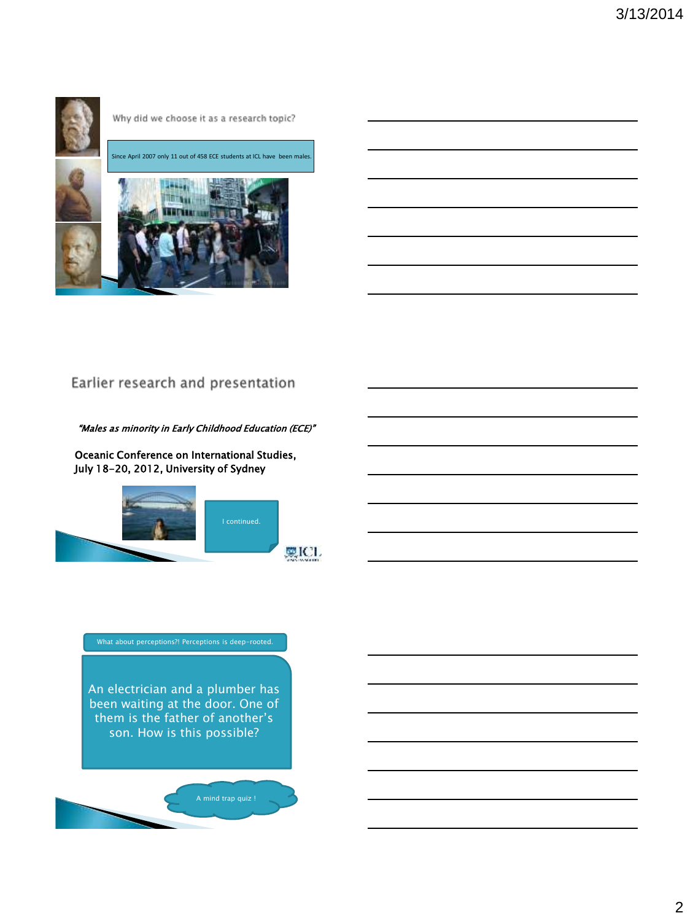Why did we choose it as a research topic?

Since April 2007 only 11 out of 458 ECE students at ICL have been males.

## Earlier research and presentation

*"Males as minority in Early Childhood Education (ECE)"*

**Oceanic Conference on International Studies, July 18-20, 2012, University of Sydney**

I continued.

What about perceptions?! Perceptions is deep-rooted.

An electrician and a plumber has been waiting at the door. One of them is the father of another's son. How is this possible?

A mind trap quiz !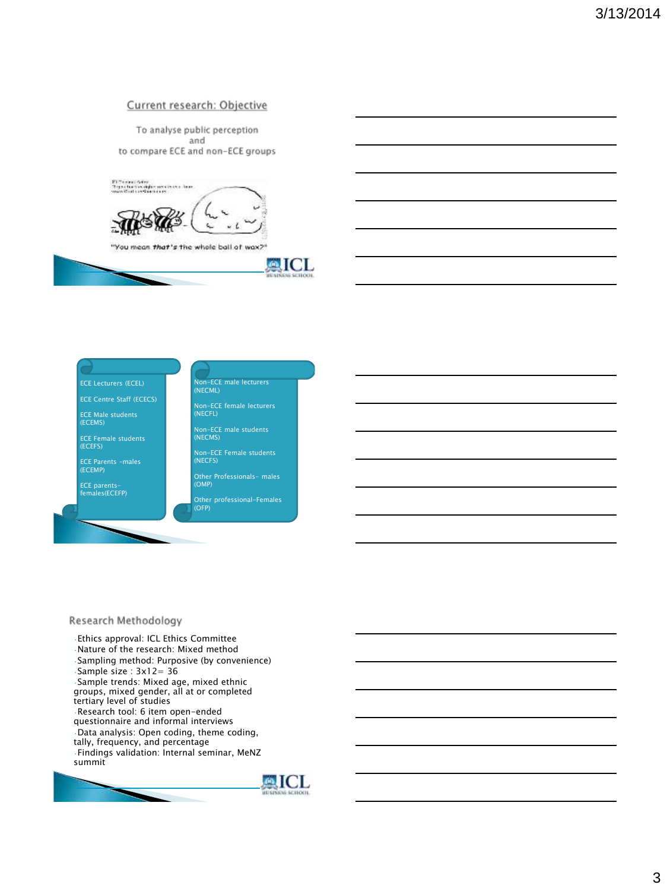## Current research: Objective

To analyse public perception
and
to compare ECE and non-ECE groups

"You mean *that's* the whole ball of wax?"

- ECE Lecturers (ECEL)
- ECE Centre Staff (ECECS)
- ECE Male students (ECEMS)
- ECE Female students (ECEFS)
- ECE Parents -males (ECEMP)
- ECE parents-females(ECEFP)

- Non-ECE male lecturers (NECML)
- Non-ECE female lecturers (NECFL)
- Non-ECE male students (NECMS)
- Non-ECE Female students (NECFS)
- Other Professionals- males (OMP)
- Other professional-Females (OFP)

## Research Methodology

- Ethics approval: ICL Ethics Committee
- Nature of the research: Mixed method
- Sampling method: Purposive (by convenience)
- Sample size : 3x12= 36
- Sample trends: Mixed age, mixed ethnic groups, mixed gender, all at or completed tertiary level of studies
- Research tool: 6 item open-ended questionnaire and informal interviews
- Data analysis: Open coding, theme coding, tally, frequency, and percentage
- Findings validation: Internal seminar, MeNZ summit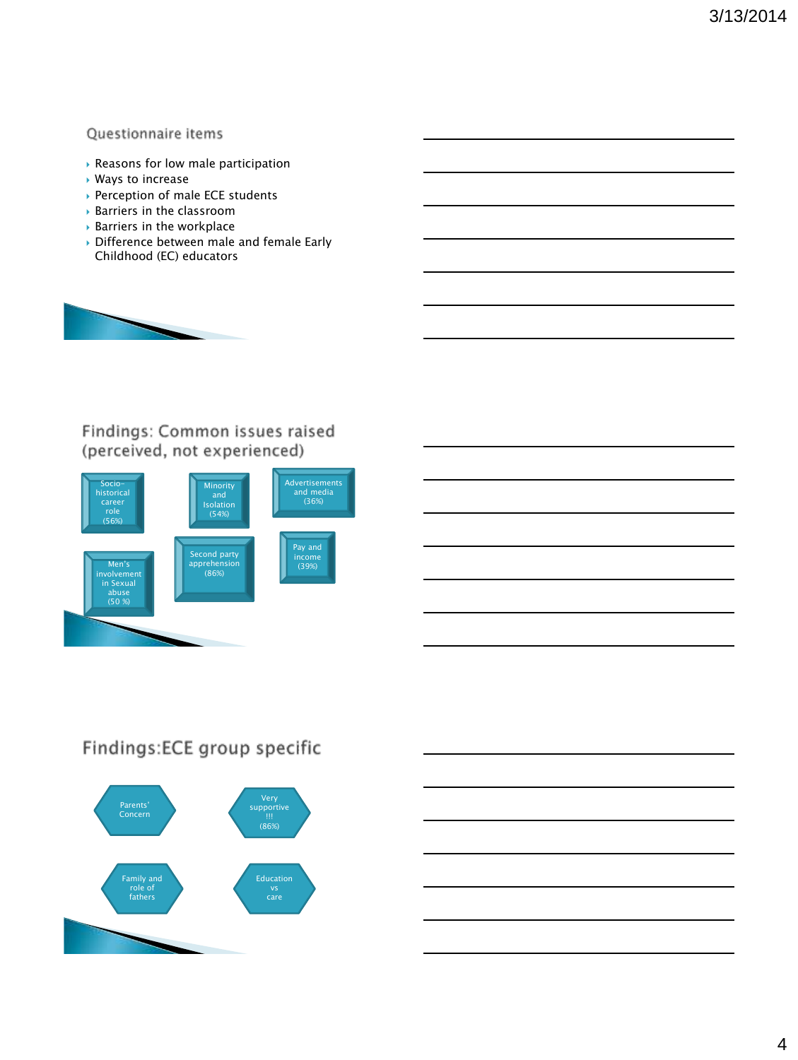## Questionnaire items

- Reasons for low male participation
- Ways to increase
- Perception of male ECE students
- Barriers in the classroom
- Barriers in the workplace
- Difference between male and female Early Childhood (EC) educators

## Findings: Common issues raised (perceived, not experienced)

- Socio-historical career role (56%)
- Minority and Isolation (54%)
- Advertisements and media (36%)
- Men's involvement in Sexual abuse (50 %)
- Second party apprehension (86%)
- Pay and income (39%)

## Findings:ECE group specific

- Parents' Concern
- Very supportive !!! (86%)
- Family and role of fathers
- Education vs care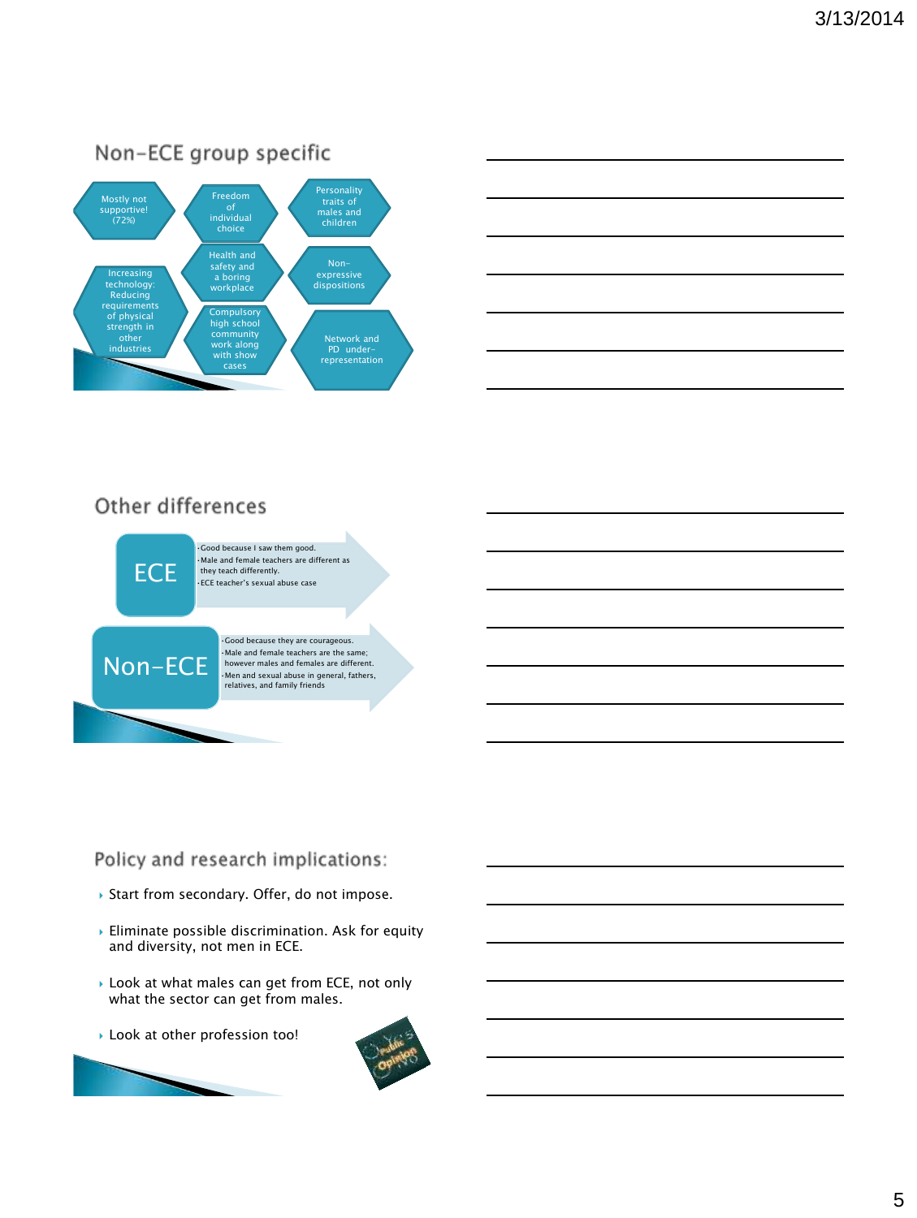## Non-ECE group specific

- Mostly not supportive! (72%)
- Freedom of individual choice
- Personality traits of males and children
- Increasing technology: Reducing requirements of physical strength in other industries
- Health and safety and a boring workplace
- Non-expressive dispositions
- Compulsory high school community work along with show cases
- Network and PD under-representation

## Other differences

**ECE**

- Good because I saw them good.
- Male and female teachers are different as they teach differently.
- ECE teacher's sexual abuse case

**Non-ECE**

- Good because they are courageous.
- Male and female teachers are the same; however males and females are different.
- Men and sexual abuse in general, fathers, relatives, and family friends

## Policy and research implications:

- Start from secondary. Offer, do not impose.
- Eliminate possible discrimination. Ask for equity and diversity, not men in ECE.
- Look at what males can get from ECE, not only what the sector can get from males.
- Look at other profession too!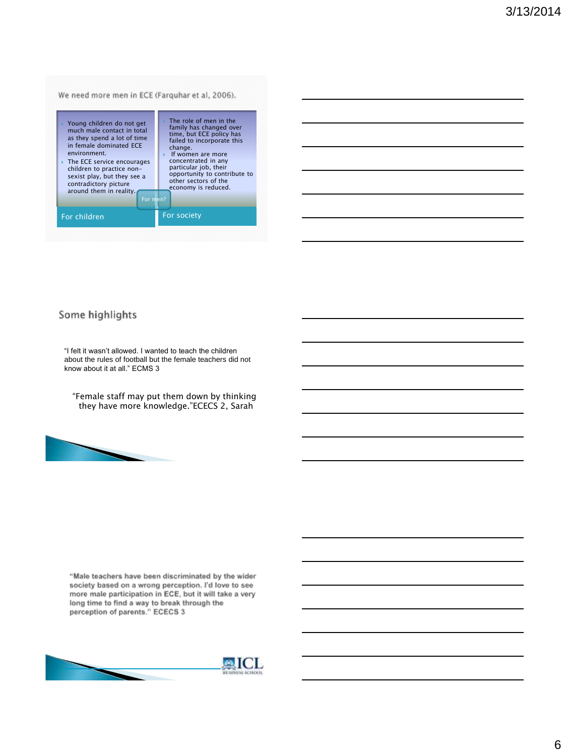## We need more men in ECE (Farquhar et al, 2006).

- Young children do not get much male contact in total as they spend a lot of time in female dominated ECE environment.
- The ECE service encourages children to practice non-sexist play, but they see a contradictory picture around them in reality.

For children

For men?

- The role of men in the family has changed over time, but ECE policy has failed to incorporate this change.
- If women are more concentrated in any particular job, their opportunity to contribute to other sectors of the economy is reduced.

For society

## Some highlights

"I felt it wasn't allowed. I wanted to teach the children about the rules of football but the female teachers did not know about it at all." ECMS 3

"Female staff may put them down by thinking they have more knowledge."ECECS 2, Sarah

"Male teachers have been discriminated by the wider society based on a wrong perception. I'd love to see more male participation in ECE, but it will take a very long time to find a way to break through the perception of parents." ECECS 3

ICL BUSINESS SCHOOL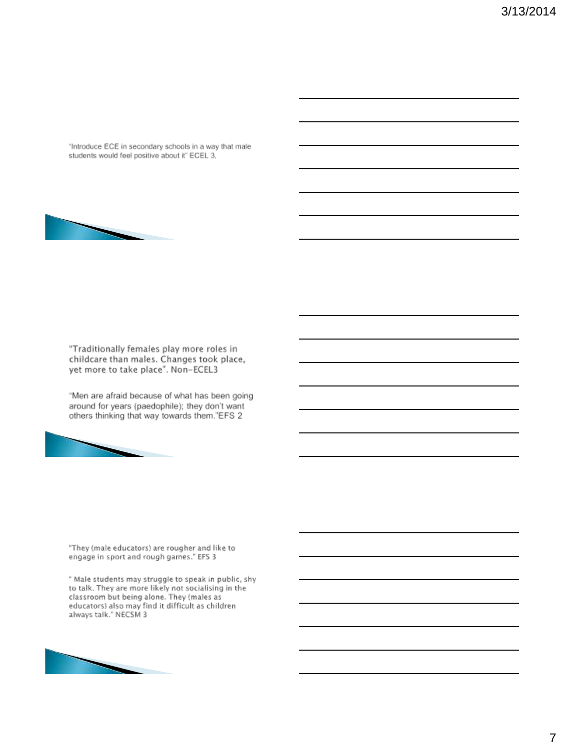"Introduce ECE in secondary schools in a way that male students would feel positive about it" ECEL 3.

"Traditionally females play more roles in childcare than males. Changes took place, yet more to take place". Non-ECEL3

"Men are afraid because of what has been going around for years (paedophile); they don't want others thinking that way towards them."EFS 2

"They (male educators) are rougher and like to engage in sport and rough games." EFS 3

" Male students may struggle to speak in public, shy to talk. They are more likely not socialising in the classroom but being alone. They (males as educators) also may find it difficult as children always talk." NECSM 3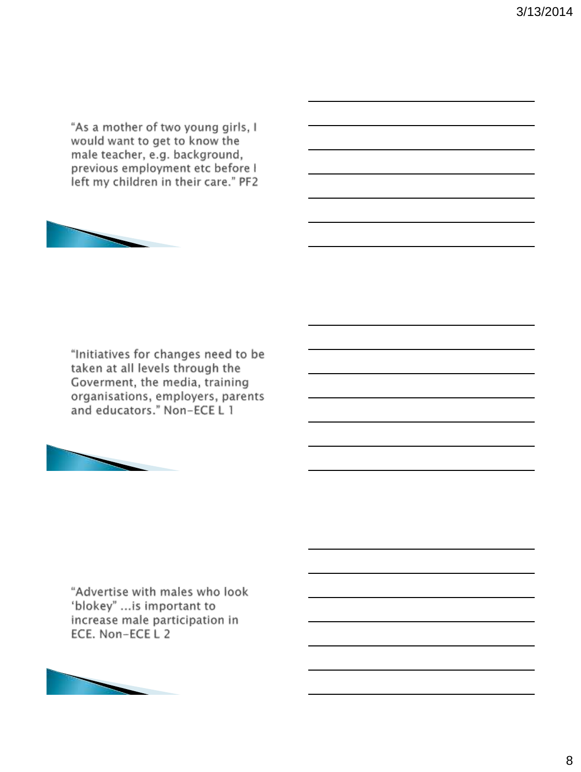"As a mother of two young girls, I would want to get to know the male teacher, e.g. background, previous employment etc before I left my children in their care." PF2

"Initiatives for changes need to be taken at all levels through the Goverment, the media, training organisations, employers, parents and educators." Non-ECE L 1

"Advertise with males who look 'blokey" ...is important to increase male participation in ECE. Non-ECE L 2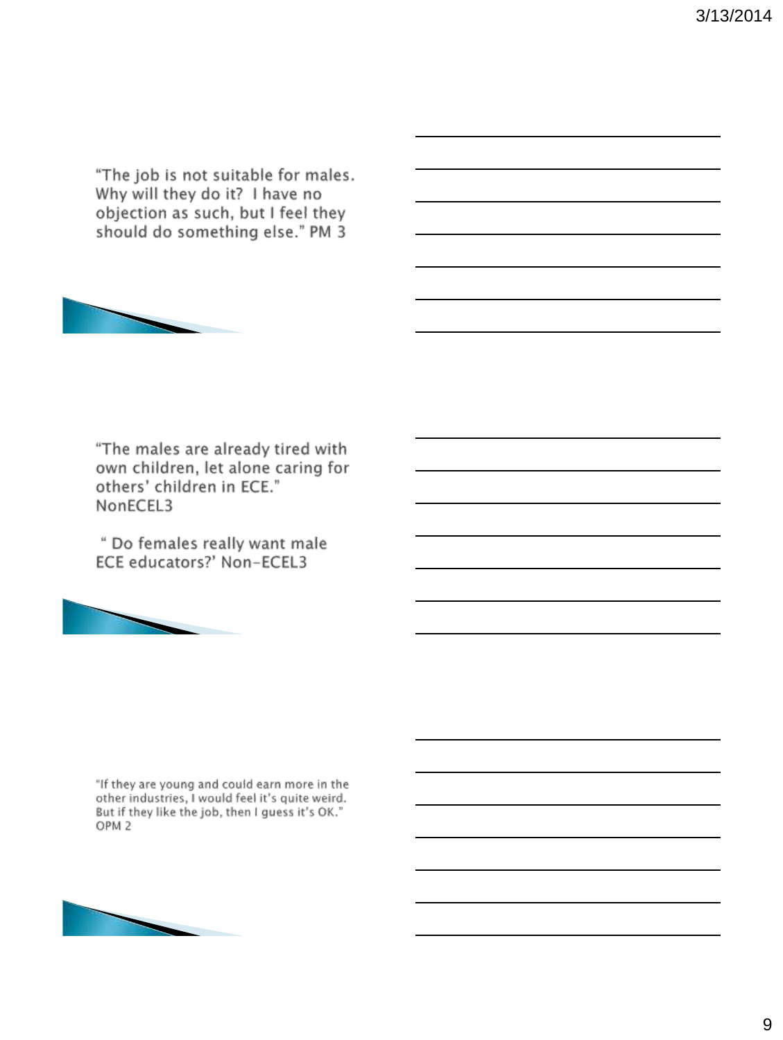"The job is not suitable for males. Why will they do it? I have no objection as such, but I feel they should do something else." PM 3

"The males are already tired with own children, let alone caring for others' children in ECE." NonECEL3

" Do females really want male ECE educators?' Non-ECEL3

"If they are young and could earn more in the other industries, I would feel it's quite weird. But if they like the job, then I guess it's OK." OPM 2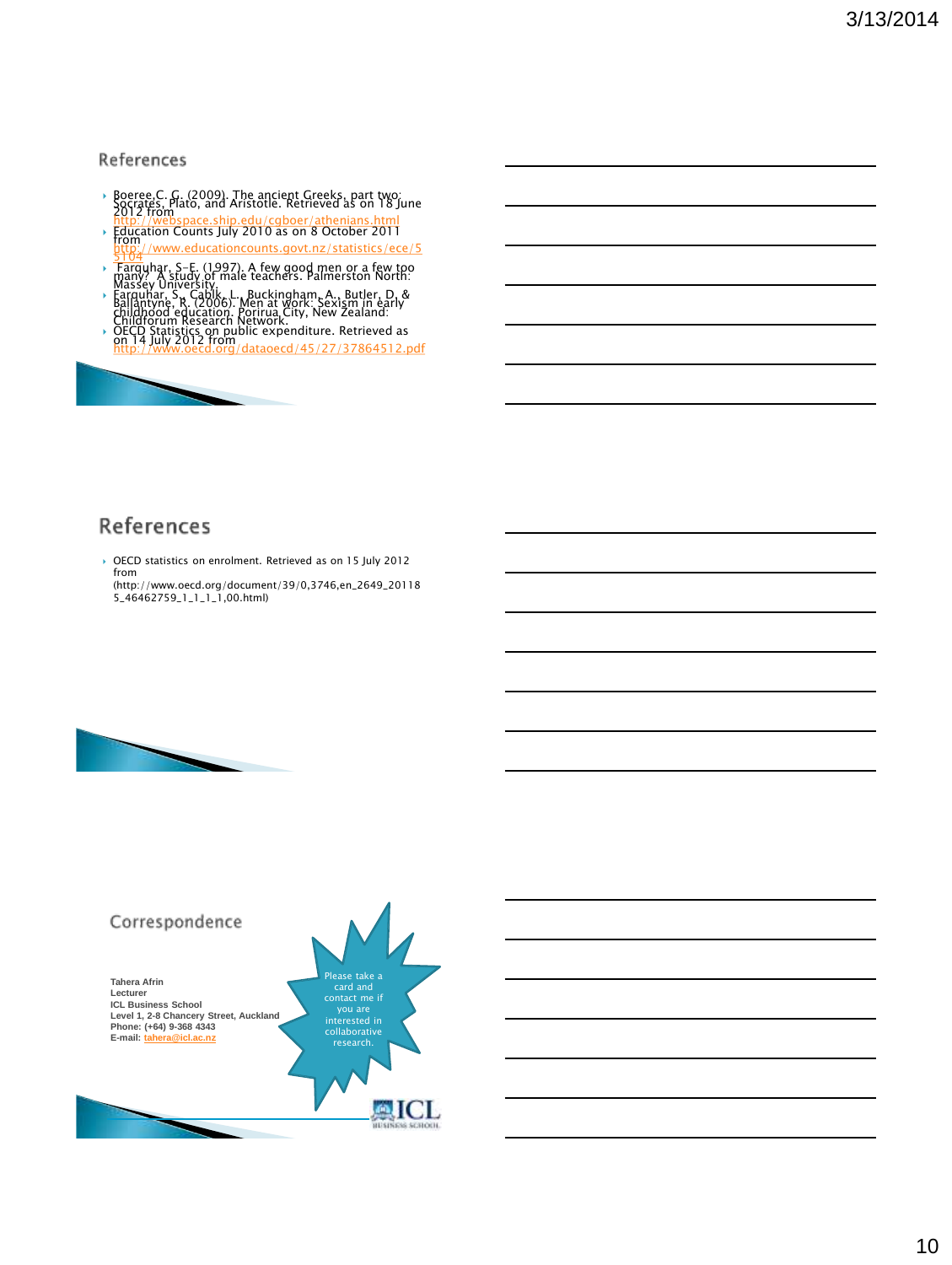## References

- Boeree,C. G. (2009). The ancient Greeks, part two: Socrates, Plato, and Aristotle. Retrieved as on 18 June 2012 from http://webspace.ship.edu/cgboer/athenians.html
- Education Counts July 2010 as on 8 October 2011 from http://www.educationcounts.govt.nz/statistics/ece/55104
- Farquhar, S-E. (1997). A few good men or a few too many? A study of male teachers. Palmerston North: Massey University.
- Farquhar, S., Cablk, L., Buckingham, A., Butler, D. & Ballantyne, R. (2006). Men at work: Sexism in early childhood education. Porirua City, New Zealand: Childforum Research Network.
- OECD Statistics on public expenditure. Retrieved as on 14 July 2012 from http://www.oecd.org/dataoecd/45/27/37864512.pdf

## References

- OECD statistics on enrolment. Retrieved as on 15 July 2012 from (http://www.oecd.org/document/39/0,3746,en_2649_201185_46462759_1_1_1_1,00.html)

## Correspondence

**Tahera Afrin**
**Lecturer**
**ICL Business School**
**Level 1, 2-8 Chancery Street, Auckland**
**Phone: (+64) 9-368 4343**
**E-mail: tahera@icl.ac.nz**

Please take a card and contact me if you are interested in collaborative research.

ICL BUSINESS SCHOOL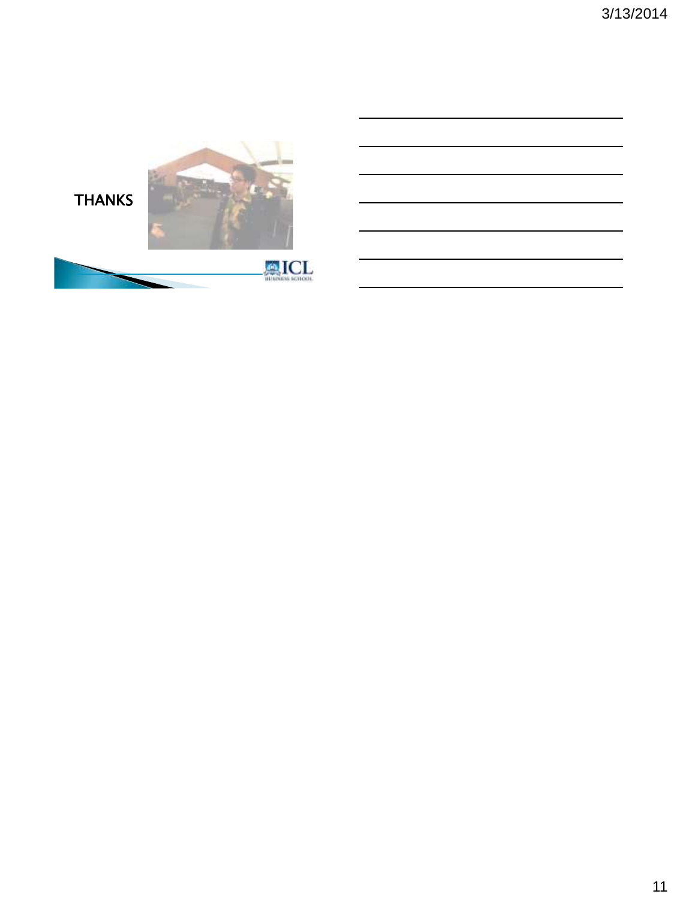THANKS